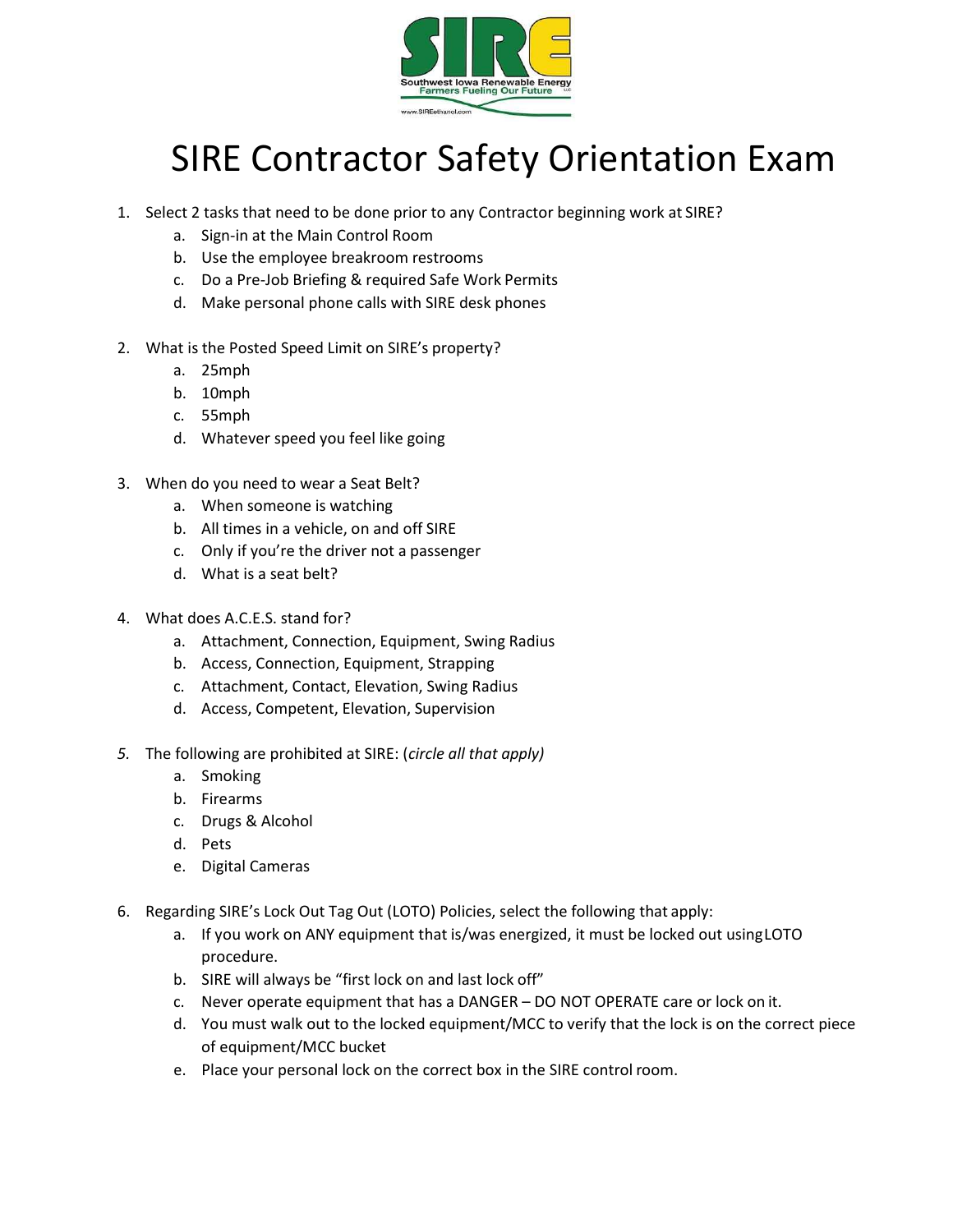# SIRE Contractor Safety Orientation Exam

1. Select 2 tasks that need to be done prior to any Contractor beginning work at SIRE?
   a. Sign-in at the Main Control Room
   b. Use the employee breakroom restrooms
   c. Do a Pre-Job Briefing & required Safe Work Permits
   d. Make personal phone calls with SIRE desk phones

2. What is the Posted Speed Limit on SIRE's property?
   a. 25mph
   b. 10mph
   c. 55mph
   d. Whatever speed you feel like going

3. When do you need to wear a Seat Belt?
   a. When someone is watching
   b. All times in a vehicle, on and off SIRE
   c. Only if you're the driver not a passenger
   d. What is a seat belt?

4. What does A.C.E.S. stand for?
   a. Attachment, Connection, Equipment, Swing Radius
   b. Access, Connection, Equipment, Strapping
   c. Attachment, Contact, Elevation, Swing Radius
   d. Access, Competent, Elevation, Supervision

5. The following are prohibited at SIRE: (*circle all that apply)*
   a. Smoking
   b. Firearms
   c. Drugs & Alcohol
   d. Pets
   e. Digital Cameras

6. Regarding SIRE's Lock Out Tag Out (LOTO) Policies, select the following that apply:
   a. If you work on ANY equipment that is/was energized, it must be locked out using LOTO procedure.
   b. SIRE will always be "first lock on and last lock off"
   c. Never operate equipment that has a DANGER – DO NOT OPERATE care or lock on it.
   d. You must walk out to the locked equipment/MCC to verify that the lock is on the correct piece of equipment/MCC bucket
   e. Place your personal lock on the correct box in the SIRE control room.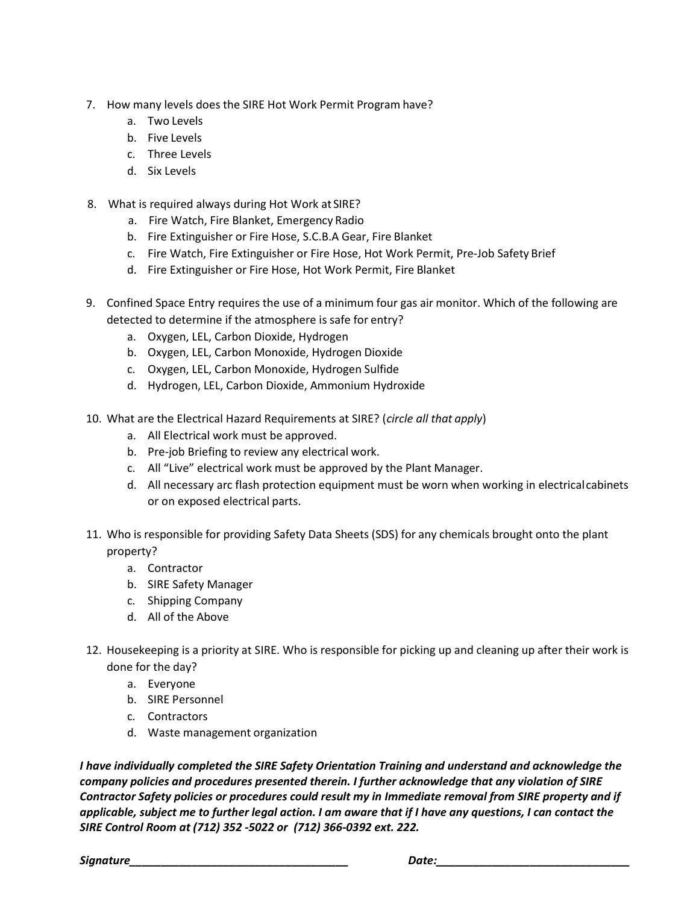7. How many levels does the SIRE Hot Work Permit Program have?
    a. Two Levels
    b. Five Levels
    c. Three Levels
    d. Six Levels

8. What is required always during Hot Work at SIRE?
    a. Fire Watch, Fire Blanket, Emergency Radio
    b. Fire Extinguisher or Fire Hose, S.C.B.A Gear, Fire Blanket
    c. Fire Watch, Fire Extinguisher or Fire Hose, Hot Work Permit, Pre-Job Safety Brief
    d. Fire Extinguisher or Fire Hose, Hot Work Permit, Fire Blanket

9. Confined Space Entry requires the use of a minimum four gas air monitor. Which of the following are detected to determine if the atmosphere is safe for entry?
    a. Oxygen, LEL, Carbon Dioxide, Hydrogen
    b. Oxygen, LEL, Carbon Monoxide, Hydrogen Dioxide
    c. Oxygen, LEL, Carbon Monoxide, Hydrogen Sulfide
    d. Hydrogen, LEL, Carbon Dioxide, Ammonium Hydroxide

10. What are the Electrical Hazard Requirements at SIRE? (*circle all that apply*)
    a. All Electrical work must be approved.
    b. Pre-job Briefing to review any electrical work.
    c. All "Live" electrical work must be approved by the Plant Manager.
    d. All necessary arc flash protection equipment must be worn when working in electrical cabinets or on exposed electrical parts.

11. Who is responsible for providing Safety Data Sheets (SDS) for any chemicals brought onto the plant property?
    a. Contractor
    b. SIRE Safety Manager
    c. Shipping Company
    d. All of the Above

12. Housekeeping is a priority at SIRE. Who is responsible for picking up and cleaning up after their work is done for the day?
    a. Everyone
    b. SIRE Personnel
    c. Contractors
    d. Waste management organization

***I have individually completed the SIRE Safety Orientation Training and understand and acknowledge the company policies and procedures presented therein. I further acknowledge that any violation of SIRE Contractor Safety policies or procedures could result my in Immediate removal from SIRE property and if applicable, subject me to further legal action. I am aware that if I have any questions, I can contact the SIRE Control Room at (712) 352 -5022 or (712) 366-0392 ext. 222.***

***Signature___________________________________*** ***Date:______________________________***